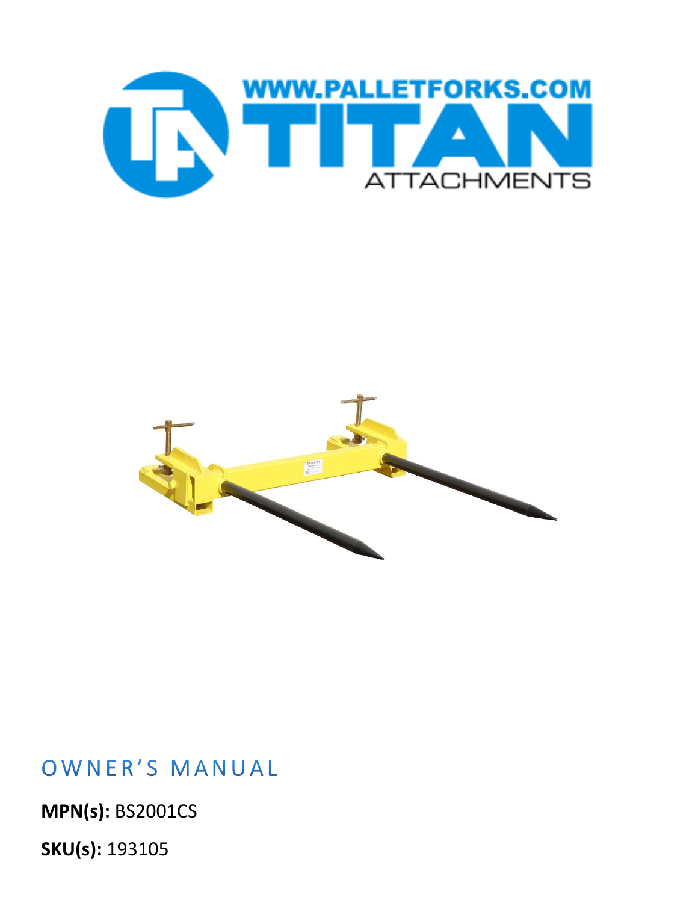WWW.PALLETFORKS.COM

TITAN

ATTACHMENTS

# OWNER'S MANUAL

**MPN(s):** BS2001CS

**SKU(s):** 193105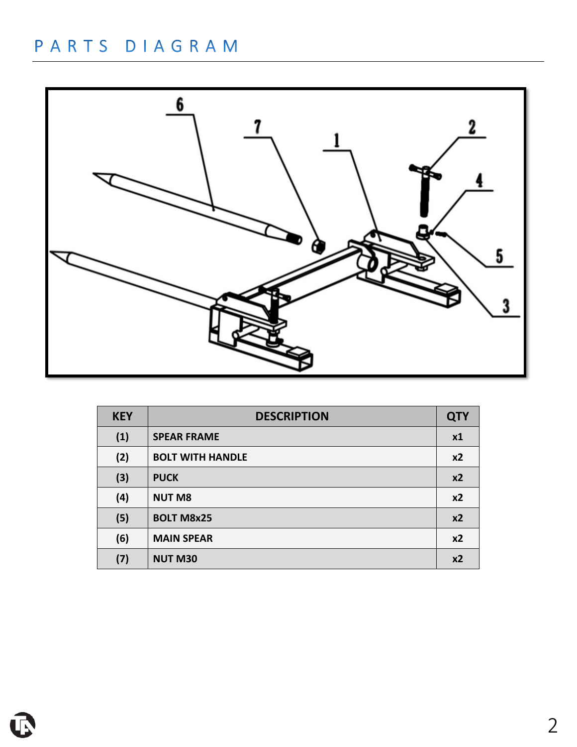# PARTS DIAGRAM

| KEY | DESCRIPTION | QTY |
|---|---|---|
| (1) | SPEAR FRAME | x1 |
| (2) | BOLT WITH HANDLE | x2 |
| (3) | PUCK | x2 |
| (4) | NUT M8 | x2 |
| (5) | BOLT M8x25 | x2 |
| (6) | MAIN SPEAR | x2 |
| (7) | NUT M30 | x2 |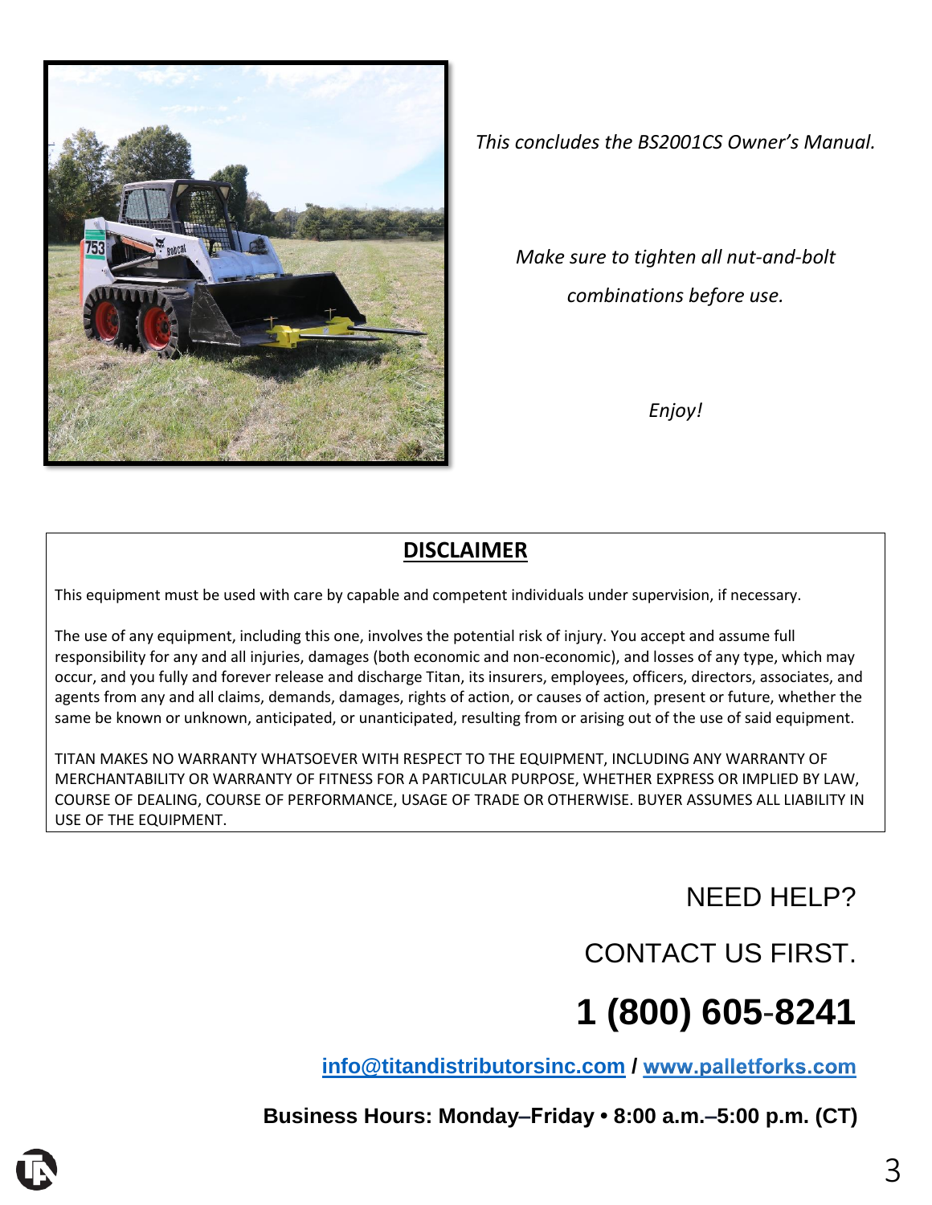*This concludes the BS2001CS Owner's Manual.*

*Make sure to tighten all nut-and-bolt combinations before use.*

*Enjoy!*

## DISCLAIMER

This equipment must be used with care by capable and competent individuals under supervision, if necessary.

The use of any equipment, including this one, involves the potential risk of injury. You accept and assume full responsibility for any and all injuries, damages (both economic and non-economic), and losses of any type, which may occur, and you fully and forever release and discharge Titan, its insurers, employees, officers, directors, associates, and agents from any and all claims, demands, damages, rights of action, or causes of action, present or future, whether the same be known or unknown, anticipated, or unanticipated, resulting from or arising out of the use of said equipment.

TITAN MAKES NO WARRANTY WHATSOEVER WITH RESPECT TO THE EQUIPMENT, INCLUDING ANY WARRANTY OF MERCHANTABILITY OR WARRANTY OF FITNESS FOR A PARTICULAR PURPOSE, WHETHER EXPRESS OR IMPLIED BY LAW, COURSE OF DEALING, COURSE OF PERFORMANCE, USAGE OF TRADE OR OTHERWISE. BUYER ASSUMES ALL LIABILITY IN USE OF THE EQUIPMENT.

NEED HELP?

CONTACT US FIRST.

**1 (800) 605-8241**

**info@titandistributorsinc.com / www.palletforks.com**

**Business Hours: Monday–Friday • 8:00 a.m.–5:00 p.m. (CT)**